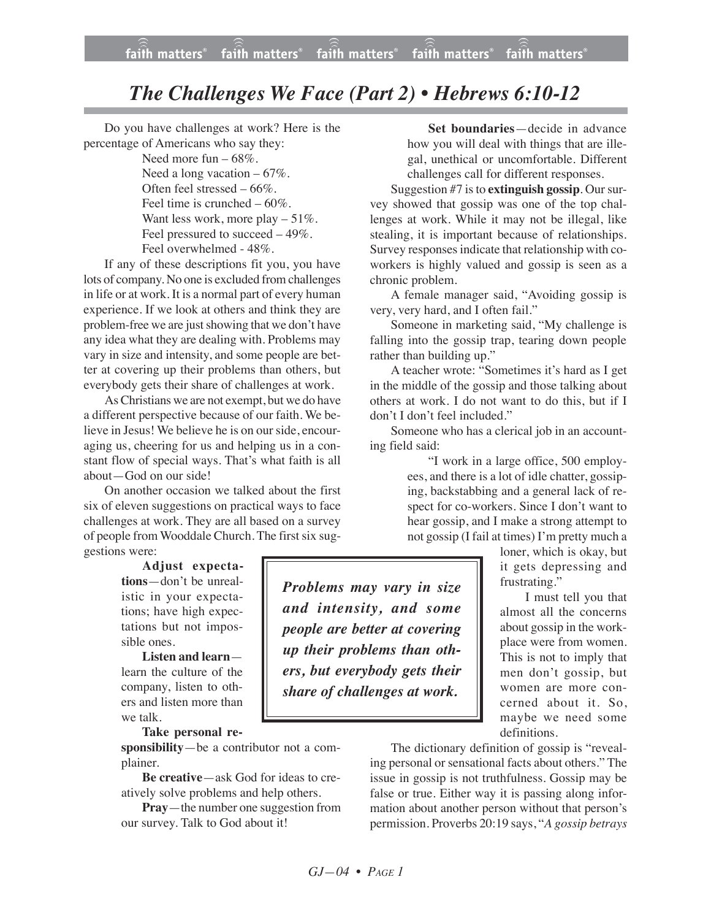# The Challenges We Face (Part 2) • Hebrews 6:10-12

Do you have challenges at work? Here is the percentage of Americans who say they:

Need more fun – 68%.
Need a long vacation – 67%.
Often feel stressed – 66%.
Feel time is crunched – 60%.
Want less work, more play – 51%.
Feel pressured to succeed – 49%.
Feel overwhelmed - 48%.

If any of these descriptions fit you, you have lots of company. No one is excluded from challenges in life or at work. It is a normal part of every human experience. If we look at others and think they are problem-free we are just showing that we don't have any idea what they are dealing with. Problems may vary in size and intensity, and some people are better at covering up their problems than others, but everybody gets their share of challenges at work.

As Christians we are not exempt, but we do have a different perspective because of our faith. We believe in Jesus! We believe he is on our side, encouraging us, cheering for us and helping us in a constant flow of special ways. That's what faith is all about—God on our side!

On another occasion we talked about the first six of eleven suggestions on practical ways to face challenges at work. They are all based on a survey of people from Wooddale Church. The first six suggestions were:

**Adjust expectations**—don't be unrealistic in your expectations; have high expectations but not impossible ones.

**Listen and learn**—learn the culture of the company, listen to others and listen more than we talk.

**Take personal responsibility**—be a contributor not a complainer.

**Be creative**—ask God for ideas to creatively solve problems and help others.

**Pray**—the number one suggestion from our survey. Talk to God about it!

**Set boundaries**—decide in advance how you will deal with things that are illegal, unethical or uncomfortable. Different challenges call for different responses.

> ***Problems may vary in size and intensity, and some people are better at covering up their problems than others, but everybody gets their share of challenges at work.***

Suggestion #7 is to **extinguish gossip**. Our survey showed that gossip was one of the top challenges at work. While it may not be illegal, like stealing, it is important because of relationships. Survey responses indicate that relationship with co-workers is highly valued and gossip is seen as a chronic problem.

A female manager said, "Avoiding gossip is very, very hard, and I often fail."

Someone in marketing said, "My challenge is falling into the gossip trap, tearing down people rather than building up."

A teacher wrote: "Sometimes it's hard as I get in the middle of the gossip and those talking about others at work. I do not want to do this, but if I don't I don't feel included."

Someone who has a clerical job in an accounting field said:

> "I work in a large office, 500 employees, and there is a lot of idle chatter, gossiping, backstabbing and a general lack of respect for co-workers. Since I don't want to hear gossip, and I make a strong attempt to not gossip (I fail at times) I'm pretty much a loner, which is okay, but it gets depressing and frustrating."

I must tell you that almost all the concerns about gossip in the workplace were from women. This is not to imply that men don't gossip, but women are more concerned about it. So, maybe we need some definitions.

The dictionary definition of gossip is "revealing personal or sensational facts about others." The issue in gossip is not truthfulness. Gossip may be false or true. Either way it is passing along information about another person without that person's permission. Proverbs 20:19 says, "*A gossip betrays*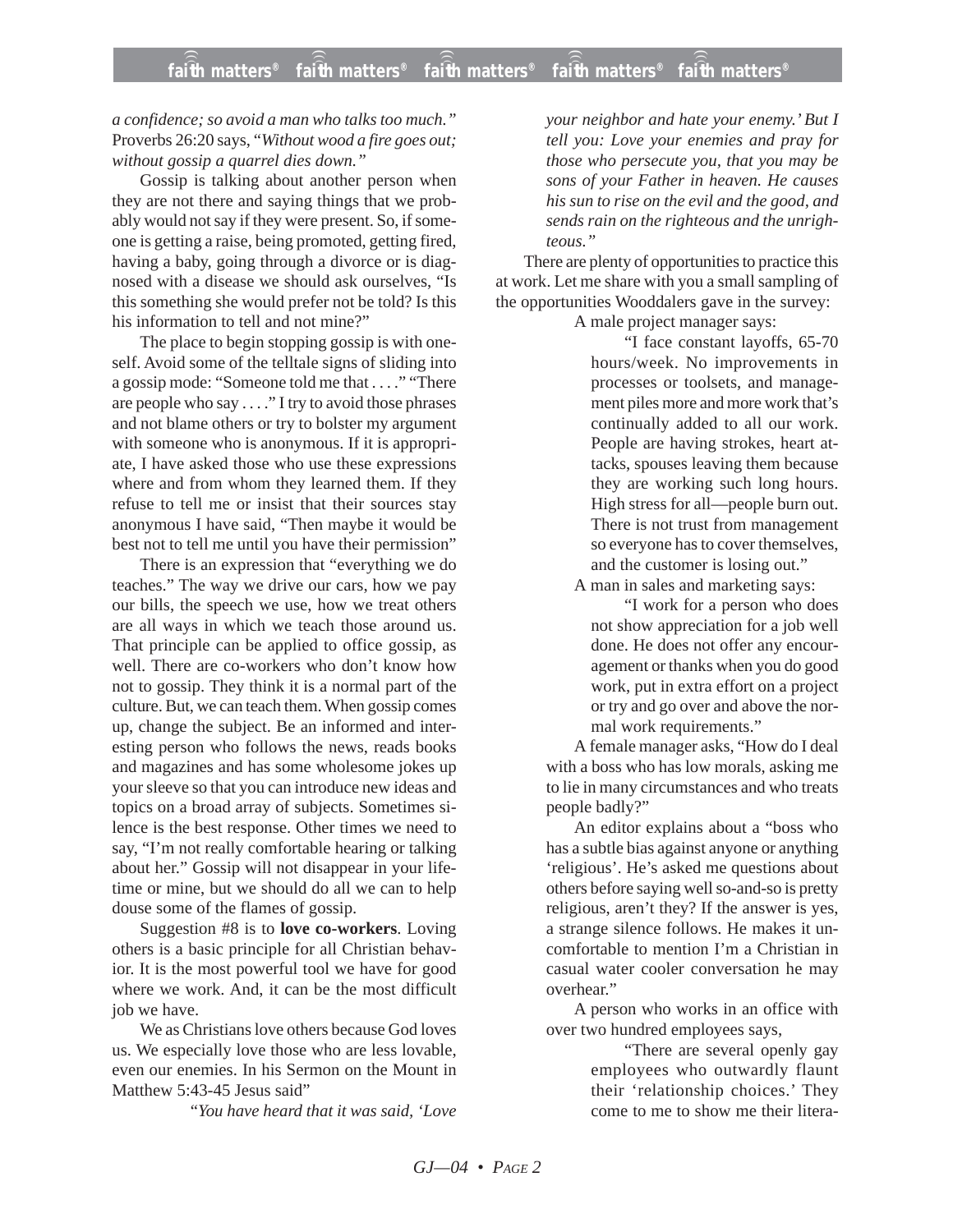*a confidence; so avoid a man who talks too much."* Proverbs 26:20 says, "*Without wood a fire goes out; without gossip a quarrel dies down."*

Gossip is talking about another person when they are not there and saying things that we probably would not say if they were present. So, if someone is getting a raise, being promoted, getting fired, having a baby, going through a divorce or is diagnosed with a disease we should ask ourselves, "Is this something she would prefer not be told? Is this his information to tell and not mine?"

The place to begin stopping gossip is with oneself. Avoid some of the telltale signs of sliding into a gossip mode: "Someone told me that . . . ." "There are people who say . . . ." I try to avoid those phrases and not blame others or try to bolster my argument with someone who is anonymous. If it is appropriate, I have asked those who use these expressions where and from whom they learned them. If they refuse to tell me or insist that their sources stay anonymous I have said, "Then maybe it would be best not to tell me until you have their permission"

There is an expression that "everything we do teaches." The way we drive our cars, how we pay our bills, the speech we use, how we treat others are all ways in which we teach those around us. That principle can be applied to office gossip, as well. There are co-workers who don't know how not to gossip. They think it is a normal part of the culture. But, we can teach them. When gossip comes up, change the subject. Be an informed and interesting person who follows the news, reads books and magazines and has some wholesome jokes up your sleeve so that you can introduce new ideas and topics on a broad array of subjects. Sometimes silence is the best response. Other times we need to say, "I'm not really comfortable hearing or talking about her." Gossip will not disappear in your lifetime or mine, but we should do all we can to help douse some of the flames of gossip.

Suggestion #8 is to **love co-workers**. Loving others is a basic principle for all Christian behavior. It is the most powerful tool we have for good where we work. And, it can be the most difficult job we have.

We as Christians love others because God loves us. We especially love those who are less lovable, even our enemies. In his Sermon on the Mount in Matthew 5:43-45 Jesus said"

> *"You have heard that it was said, 'Love your neighbor and hate your enemy.' But I tell you: Love your enemies and pray for those who persecute you, that you may be sons of your Father in heaven. He causes his sun to rise on the evil and the good, and sends rain on the righteous and the unrighteous."*

There are plenty of opportunities to practice this at work. Let me share with you a small sampling of the opportunities Wooddalers gave in the survey:

A male project manager says:

> "I face constant layoffs, 65-70 hours/week. No improvements in processes or toolsets, and management piles more and more work that's continually added to all our work. People are having strokes, heart attacks, spouses leaving them because they are working such long hours. High stress for all—people burn out. There is not trust from management so everyone has to cover themselves, and the customer is losing out."

A man in sales and marketing says:

> "I work for a person who does not show appreciation for a job well done. He does not offer any encouragement or thanks when you do good work, put in extra effort on a project or try and go over and above the normal work requirements."

A female manager asks, "How do I deal with a boss who has low morals, asking me to lie in many circumstances and who treats people badly?"

An editor explains about a "boss who has a subtle bias against anyone or anything 'religious'. He's asked me questions about others before saying well so-and-so is pretty religious, aren't they? If the answer is yes, a strange silence follows. He makes it uncomfortable to mention I'm a Christian in casual water cooler conversation he may overhear."

A person who works in an office with over two hundred employees says,

> "There are several openly gay employees who outwardly flaunt their 'relationship choices.' They come to me to show me their litera-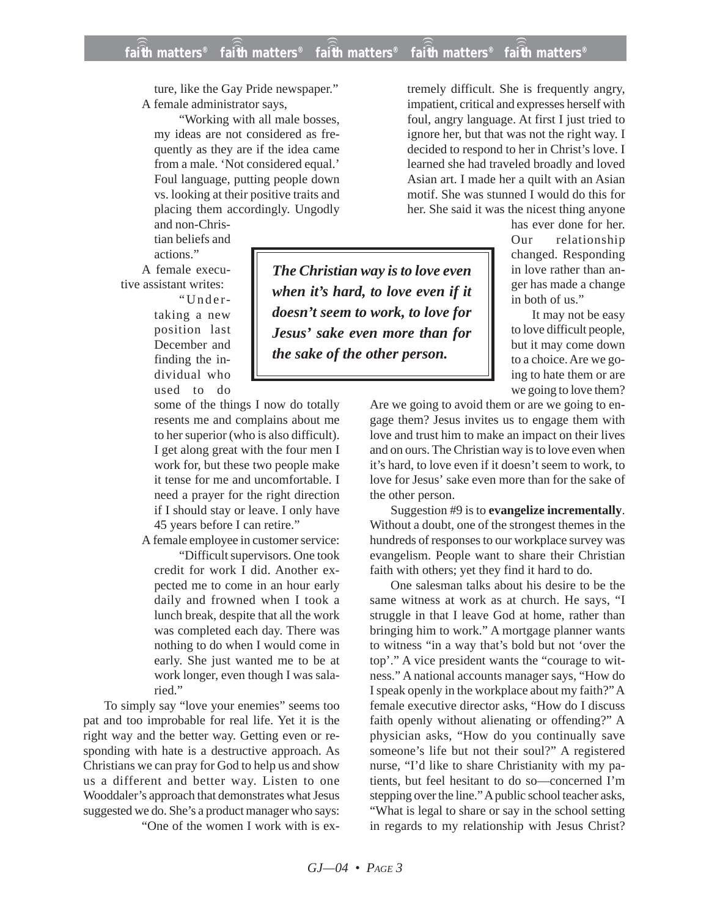ture, like the Gay Pride newspaper."

A female administrator says,

> "Working with all male bosses, my ideas are not considered as frequently as they are if the idea came from a male. 'Not considered equal.' Foul language, putting people down vs. looking at their positive traits and placing them accordingly. Ungodly and non-Christian beliefs and actions."

A female executive assistant writes:

> "Undertaking a new position last December and finding the individual who used to do some of the things I now do totally resents me and complains about me to her superior (who is also difficult). I get along great with the four men I work for, but these two people make it tense for me and uncomfortable. I need a prayer for the right direction if I should stay or leave. I only have 45 years before I can retire."

A female employee in customer service:

> "Difficult supervisors. One took credit for work I did. Another expected me to come in an hour early daily and frowned when I took a lunch break, despite that all the work was completed each day. There was nothing to do when I would come in early. She just wanted me to be at work longer, even though I was salaried."

To simply say "love your enemies" seems too pat and too improbable for real life. Yet it is the right way and the better way. Getting even or responding with hate is a destructive approach. As Christians we can pray for God to help us and show us a different and better way. Listen to one Wooddaler's approach that demonstrates what Jesus suggested we do. She's a product manager who says:

> "One of the women I work with is extremely difficult. She is frequently angry, impatient, critical and expresses herself with foul, angry language. At first I just tried to ignore her, but that was not the right way. I decided to respond to her in Christ's love. I learned she had traveled broadly and loved Asian art. I made her a quilt with an Asian motif. She was stunned I would do this for her. She said it was the nicest thing anyone has ever done for her. Our relationship changed. Responding in love rather than anger has made a change in both of us."

***The Christian way is to love even when it's hard, to love even if it doesn't seem to work, to love for Jesus' sake even more than for the sake of the other person.***

It may not be easy to love difficult people, but it may come down to a choice. Are we going to hate them or are we going to love them? Are we going to avoid them or are we going to engage them? Jesus invites us to engage them with love and trust him to make an impact on their lives and on ours. The Christian way is to love even when it's hard, to love even if it doesn't seem to work, to love for Jesus' sake even more than for the sake of the other person.

Suggestion #9 is to **evangelize incrementally**. Without a doubt, one of the strongest themes in the hundreds of responses to our workplace survey was evangelism. People want to share their Christian faith with others; yet they find it hard to do.

One salesman talks about his desire to be the same witness at work as at church. He says, "I struggle in that I leave God at home, rather than bringing him to work." A mortgage planner wants to witness "in a way that's bold but not 'over the top'." A vice president wants the "courage to witness." A national accounts manager says, "How do I speak openly in the workplace about my faith?" A female executive director asks, "How do I discuss faith openly without alienating or offending?" A physician asks, "How do you continually save someone's life but not their soul?" A registered nurse, "I'd like to share Christianity with my patients, but feel hesitant to do so—concerned I'm stepping over the line." A public school teacher asks, "What is legal to share or say in the school setting in regards to my relationship with Jesus Christ?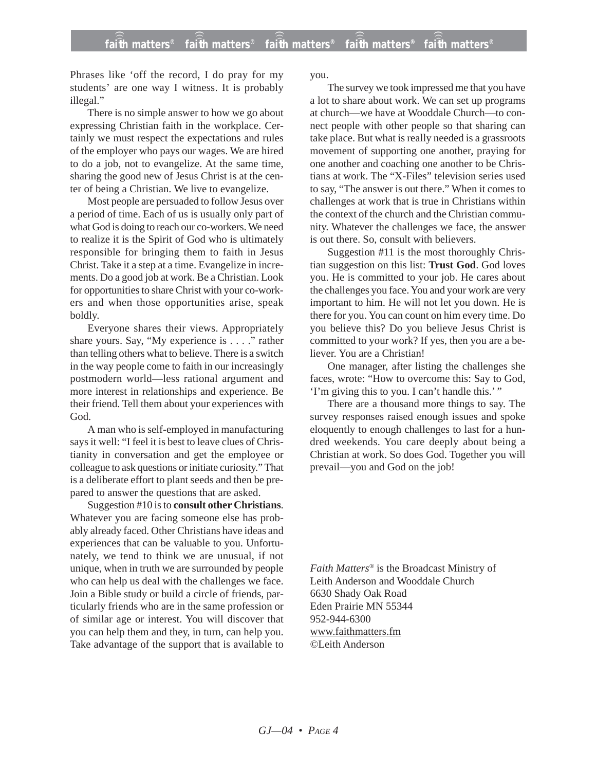Phrases like 'off the record, I do pray for my students' are one way I witness. It is probably illegal."

There is no simple answer to how we go about expressing Christian faith in the workplace. Certainly we must respect the expectations and rules of the employer who pays our wages. We are hired to do a job, not to evangelize. At the same time, sharing the good new of Jesus Christ is at the center of being a Christian. We live to evangelize.

Most people are persuaded to follow Jesus over a period of time. Each of us is usually only part of what God is doing to reach our co-workers. We need to realize it is the Spirit of God who is ultimately responsible for bringing them to faith in Jesus Christ. Take it a step at a time. Evangelize in increments. Do a good job at work. Be a Christian. Look for opportunities to share Christ with your co-workers and when those opportunities arise, speak boldly.

Everyone shares their views. Appropriately share yours. Say, "My experience is . . . ." rather than telling others what to believe. There is a switch in the way people come to faith in our increasingly postmodern world—less rational argument and more interest in relationships and experience. Be their friend. Tell them about your experiences with God.

A man who is self-employed in manufacturing says it well: "I feel it is best to leave clues of Christianity in conversation and get the employee or colleague to ask questions or initiate curiosity." That is a deliberate effort to plant seeds and then be prepared to answer the questions that are asked.

Suggestion #10 is to **consult other Christians**. Whatever you are facing someone else has probably already faced. Other Christians have ideas and experiences that can be valuable to you. Unfortunately, we tend to think we are unusual, if not unique, when in truth we are surrounded by people who can help us deal with the challenges we face. Join a Bible study or build a circle of friends, particularly friends who are in the same profession or of similar age or interest. You will discover that you can help them and they, in turn, can help you. Take advantage of the support that is available to you.

The survey we took impressed me that you have a lot to share about work. We can set up programs at church—we have at Wooddale Church—to connect people with other people so that sharing can take place. But what is really needed is a grassroots movement of supporting one another, praying for one another and coaching one another to be Christians at work. The "X-Files" television series used to say, "The answer is out there." When it comes to challenges at work that is true in Christians within the context of the church and the Christian community. Whatever the challenges we face, the answer is out there. So, consult with believers.

Suggestion #11 is the most thoroughly Christian suggestion on this list: **Trust God**. God loves you. He is committed to your job. He cares about the challenges you face. You and your work are very important to him. He will not let you down. He is there for you. You can count on him every time. Do you believe this? Do you believe Jesus Christ is committed to your work? If yes, then you are a believer. You are a Christian!

One manager, after listing the challenges she faces, wrote: "How to overcome this: Say to God, 'I'm giving this to you. I can't handle this.' "

There are a thousand more things to say. The survey responses raised enough issues and spoke eloquently to enough challenges to last for a hundred weekends. You care deeply about being a Christian at work. So does God. Together you will prevail—you and God on the job!

*Faith Matters*® is the Broadcast Ministry of
Leith Anderson and Wooddale Church
6630 Shady Oak Road
Eden Prairie MN 55344
952-944-6300
www.faithmatters.fm
©Leith Anderson